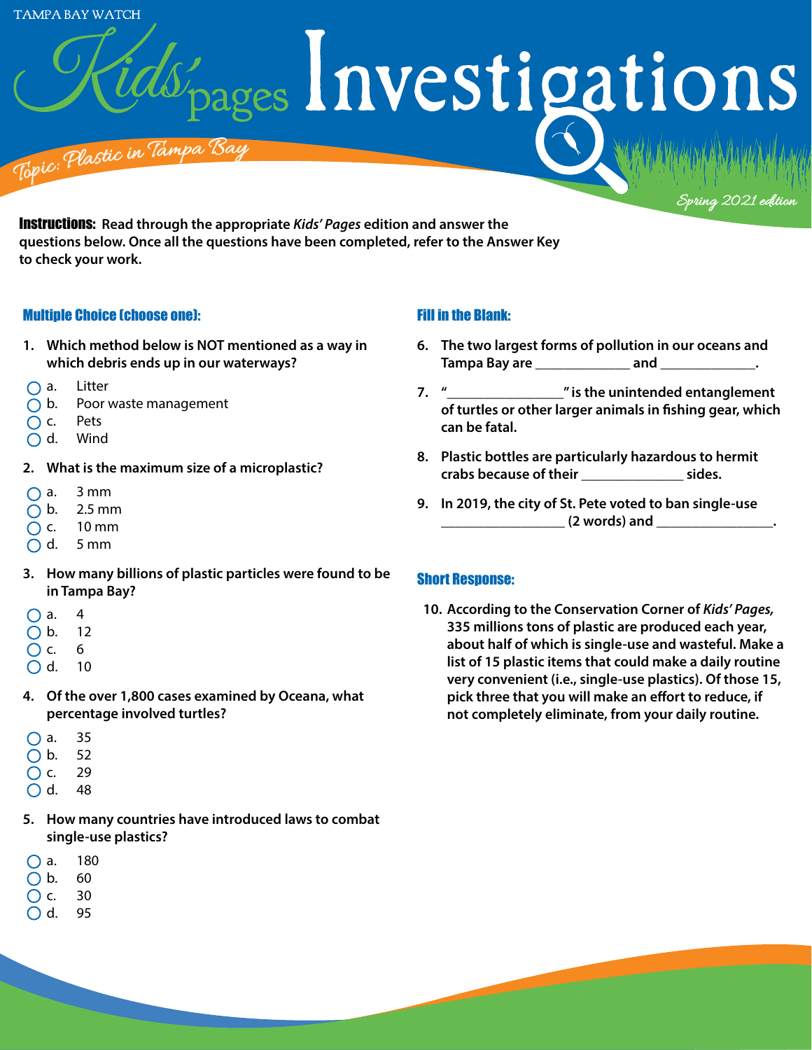TAMPA BAY WATCH

# Kids' pages Investigations

Topic: Plastic in Tampa Bay

Spring 2021 edition

**Instructions:** **Read through the appropriate *Kids' Pages* edition and answer the questions below. Once all the questions have been completed, refer to the Answer Key to check your work.**

## Multiple Choice (choose one):

**1. Which method below is NOT mentioned as a way in which debris ends up in our waterways?**

- a. Litter
- b. Poor waste management
- c. Pets
- d. Wind

**2. What is the maximum size of a microplastic?**

- a. 3 mm
- b. 2.5 mm
- c. 10 mm
- d. 5 mm

**3. How many billions of plastic particles were found to be in Tampa Bay?**

- a. 4
- b. 12
- c. 6
- d. 10

**4. Of the over 1,800 cases examined by Oceana, what percentage involved turtles?**

- a. 35
- b. 52
- c. 29
- d. 48

**5. How many countries have introduced laws to combat single-use plastics?**

- a. 180
- b. 60
- c. 30
- d. 95

## Fill in the Blank:

**6. The two largest forms of pollution in our oceans and Tampa Bay are _____________ and _____________.**

**7. "_______________" is the unintended entanglement of turtles or other larger animals in fishing gear, which can be fatal.**

**8. Plastic bottles are particularly hazardous to hermit crabs because of their ______________ sides.**

**9. In 2019, the city of St. Pete voted to ban single-use _________________ (2 words) and ________________.**

## Short Response:

**10. According to the Conservation Corner of *Kids' Pages,* 335 millions tons of plastic are produced each year, about half of which is single-use and wasteful. Make a list of 15 plastic items that could make a daily routine very convenient (i.e., single-use plastics). Of those 15, pick three that you will make an effort to reduce, if not completely eliminate, from your daily routine.**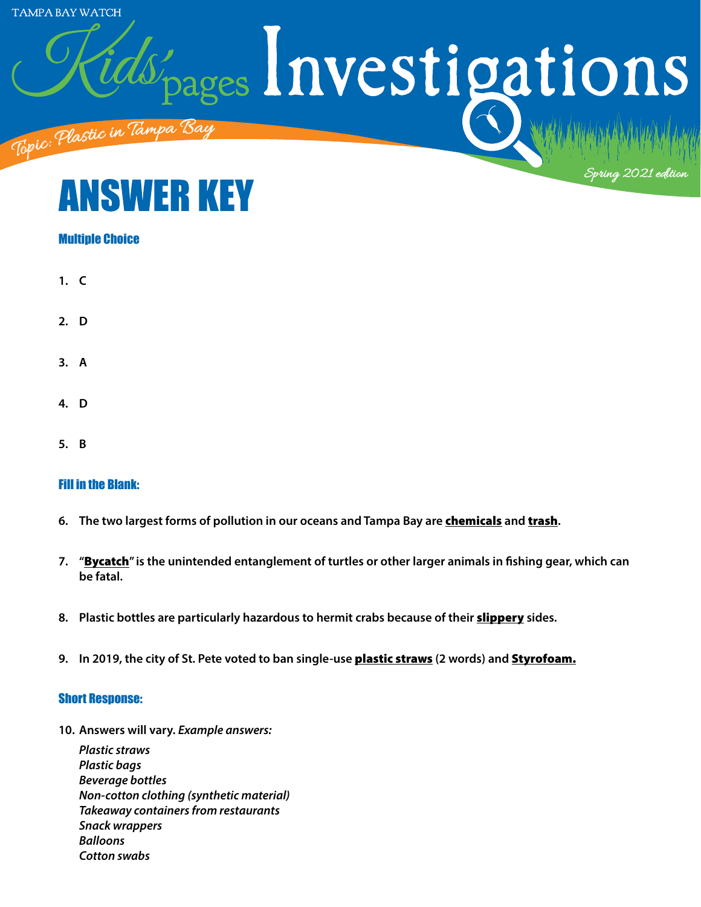TAMPA BAY WATCH

# Kids' pages Investigations

Topic: Plastic in Tampa Bay

Spring 2021 edition

# ANSWER KEY

### Multiple Choice

1. **C**
2. **D**
3. **A**
4. **D**
5. **B**

### Fill in the Blank:

6. **The two largest forms of pollution in our oceans and Tampa Bay are chemicals and trash.**
7. **"Bycatch" is the unintended entanglement of turtles or other larger animals in fishing gear, which can be fatal.**
8. **Plastic bottles are particularly hazardous to hermit crabs because of their slippery sides.**
9. **In 2019, the city of St. Pete voted to ban single-use plastic straws (2 words) and Styrofoam.**

### Short Response:

10. **Answers will vary.** ***Example answers:***

    *Plastic straws*
    *Plastic bags*
    *Beverage bottles*
    *Non-cotton clothing (synthetic material)*
    *Takeaway containers from restaurants*
    *Snack wrappers*
    *Balloons*
    *Cotton swabs*